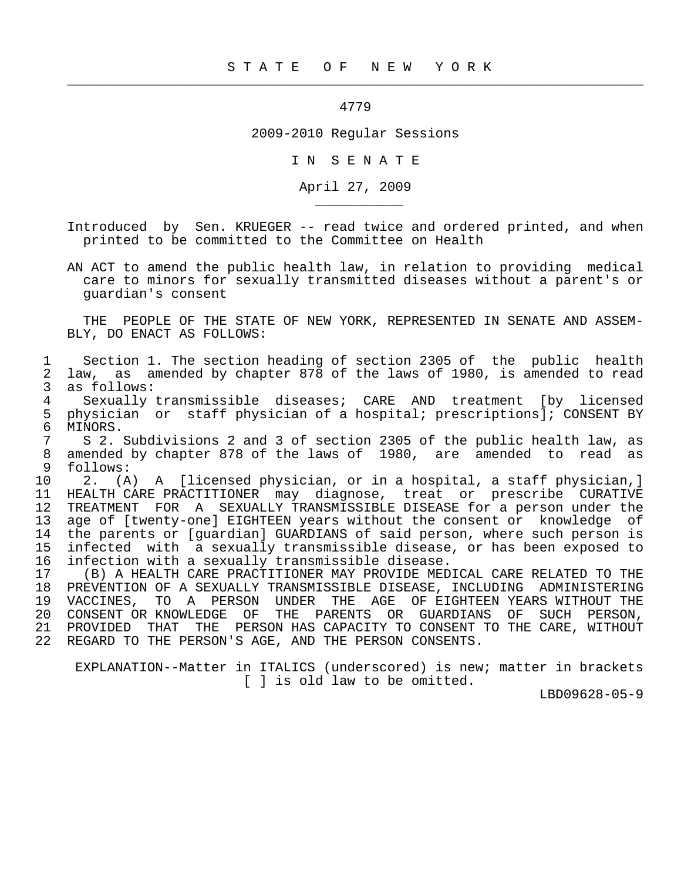STATE OF NEW YORK

4779

2009-2010 Regular Sessions

IN SENATE

April 27, 2009

Introduced by Sen. KRUEGER -- read twice and ordered printed, and when printed to be committed to the Committee on Health

AN ACT to amend the public health law, in relation to providing medical care to minors for sexually transmitted diseases without a parent's or guardian's consent

THE PEOPLE OF THE STATE OF NEW YORK, REPRESENTED IN SENATE AND ASSEMBLY, DO ENACT AS FOLLOWS:

1 Section 1. The section heading of section 2305 of the public health
2 law, as amended by chapter 878 of the laws of 1980, is amended to read
3 as follows:
4 Sexually transmissible diseases; CARE AND treatment [by licensed
5 physician or staff physician of a hospital; prescriptions]; CONSENT BY
6 MINORS.
7 S 2. Subdivisions 2 and 3 of section 2305 of the public health law, as
8 amended by chapter 878 of the laws of 1980, are amended to read as
9 follows:
10 2. (A) A [licensed physician, or in a hospital, a staff physician,]
11 HEALTH CARE PRACTITIONER may diagnose, treat or prescribe CURATIVE
12 TREATMENT FOR A SEXUALLY TRANSMISSIBLE DISEASE for a person under the
13 age of [twenty-one] EIGHTEEN years without the consent or knowledge of
14 the parents or [guardian] GUARDIANS of said person, where such person is
15 infected with a sexually transmissible disease, or has been exposed to
16 infection with a sexually transmissible disease.
17 (B) A HEALTH CARE PRACTITIONER MAY PROVIDE MEDICAL CARE RELATED TO THE
18 PREVENTION OF A SEXUALLY TRANSMISSIBLE DISEASE, INCLUDING ADMINISTERING
19 VACCINES, TO A PERSON UNDER THE AGE OF EIGHTEEN YEARS WITHOUT THE
20 CONSENT OR KNOWLEDGE OF THE PARENTS OR GUARDIANS OF SUCH PERSON,
21 PROVIDED THAT THE PERSON HAS CAPACITY TO CONSENT TO THE CARE, WITHOUT
22 REGARD TO THE PERSON'S AGE, AND THE PERSON CONSENTS.

EXPLANATION--Matter in ITALICS (underscored) is new; matter in brackets [ ] is old law to be omitted.

LBD09628-05-9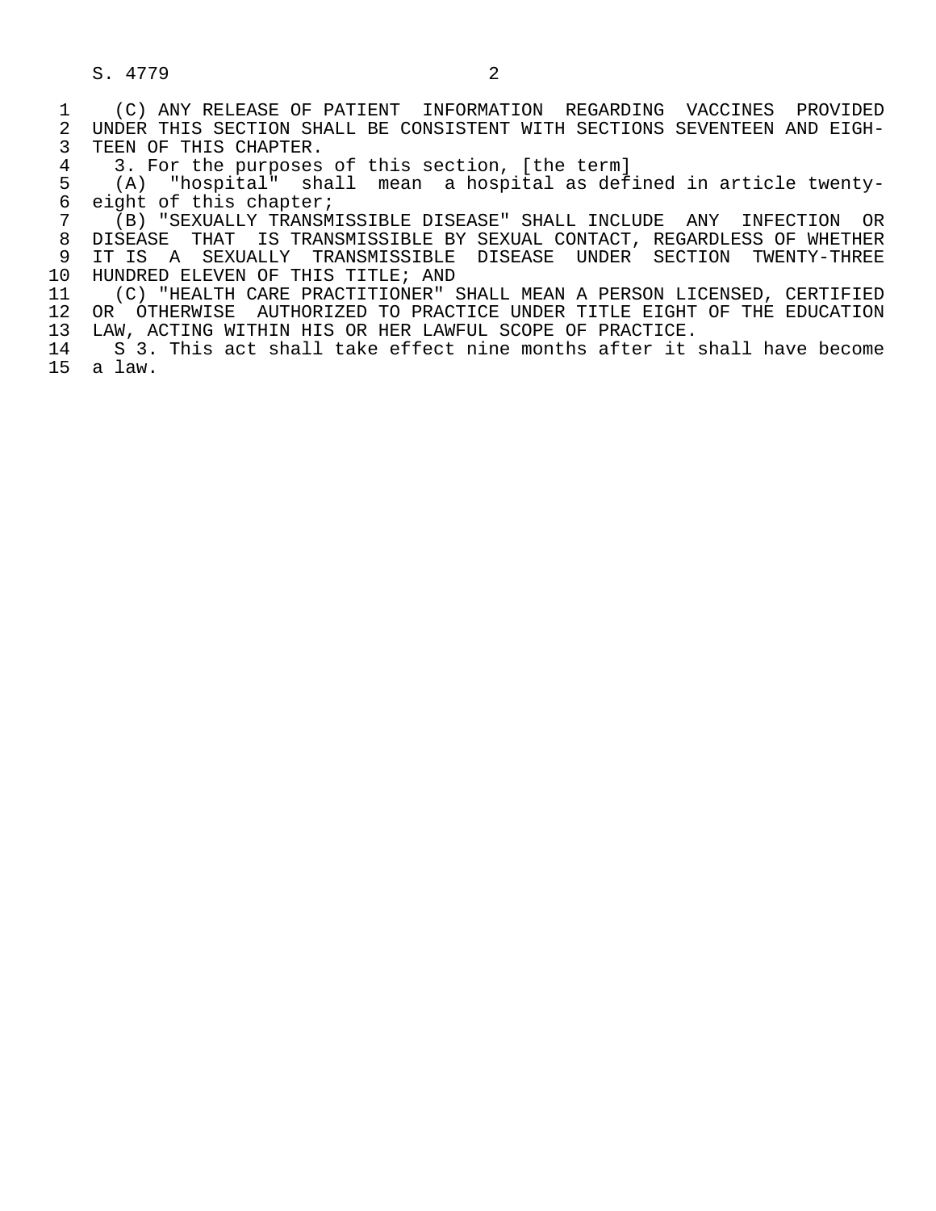(C) ANY RELEASE OF PATIENT INFORMATION REGARDING VACCINES PROVIDED UNDER THIS SECTION SHALL BE CONSISTENT WITH SECTIONS SEVENTEEN AND EIGHTEEN OF THIS CHAPTER.

3. For the purposes of this section, [the term]

(A) "hospital" shall mean a hospital as defined in article twenty-eight of this chapter;

(B) "SEXUALLY TRANSMISSIBLE DISEASE" SHALL INCLUDE ANY INFECTION OR DISEASE THAT IS TRANSMISSIBLE BY SEXUAL CONTACT, REGARDLESS OF WHETHER IT IS A SEXUALLY TRANSMISSIBLE DISEASE UNDER SECTION TWENTY-THREE HUNDRED ELEVEN OF THIS TITLE; AND

(C) "HEALTH CARE PRACTITIONER" SHALL MEAN A PERSON LICENSED, CERTIFIED OR OTHERWISE AUTHORIZED TO PRACTICE UNDER TITLE EIGHT OF THE EDUCATION LAW, ACTING WITHIN HIS OR HER LAWFUL SCOPE OF PRACTICE.

S 3. This act shall take effect nine months after it shall have become a law.